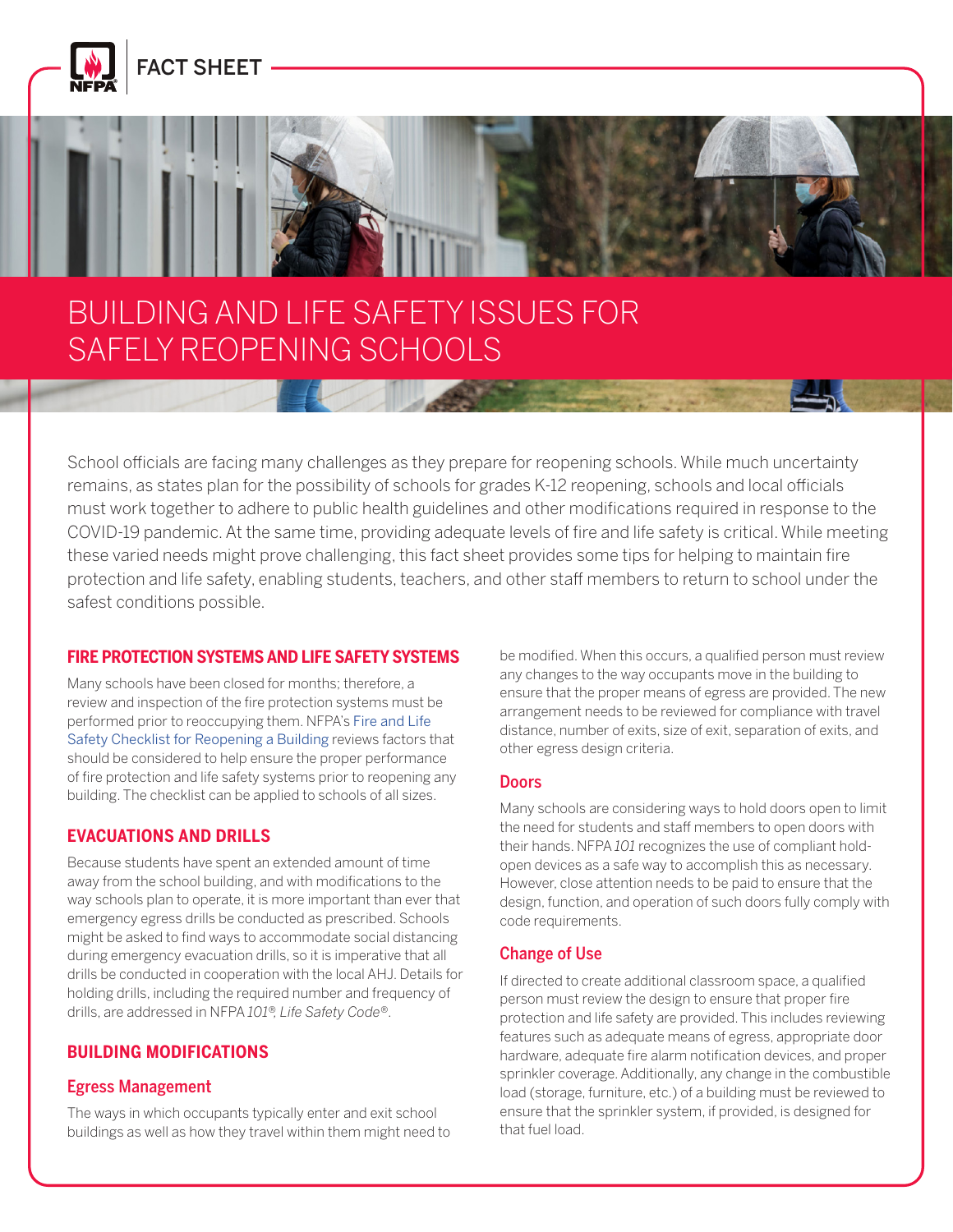FACT SHEET

# BUILDING AND LIFE SAFETY ISSUES FOR SAFELY REOPENING SCHOOLS

School officials are facing many challenges as they prepare for reopening schools. While much uncertainty remains, as states plan for the possibility of schools for grades K-12 reopening, schools and local officials must work together to adhere to public health guidelines and other modifications required in response to the COVID-19 pandemic. At the same time, providing adequate levels of fire and life safety is critical. While meeting these varied needs might prove challenging, this fact sheet provides some tips for helping to maintain fire protection and life safety, enabling students, teachers, and other staff members to return to school under the safest conditions possible.

## FIRE PROTECTION SYSTEMS AND LIFE SAFETY SYSTEMS

Many schools have been closed for months; therefore, a review and inspection of the fire protection systems must be performed prior to reoccupying them. NFPA's Fire and Life Safety Checklist for Reopening a Building reviews factors that should be considered to help ensure the proper performance of fire protection and life safety systems prior to reopening any building. The checklist can be applied to schools of all sizes.

## EVACUATIONS AND DRILLS

Because students have spent an extended amount of time away from the school building, and with modifications to the way schools plan to operate, it is more important than ever that emergency egress drills be conducted as prescribed. Schools might be asked to find ways to accommodate social distancing during emergency evacuation drills, so it is imperative that all drills be conducted in cooperation with the local AHJ. Details for holding drills, including the required number and frequency of drills, are addressed in NFPA *101®, Life Safety Code®*.

## BUILDING MODIFICATIONS

### Egress Management

The ways in which occupants typically enter and exit school buildings as well as how they travel within them might need to be modified. When this occurs, a qualified person must review any changes to the way occupants move in the building to ensure that the proper means of egress are provided. The new arrangement needs to be reviewed for compliance with travel distance, number of exits, size of exit, separation of exits, and other egress design criteria.

### Doors

Many schools are considering ways to hold doors open to limit the need for students and staff members to open doors with their hands. NFPA *101* recognizes the use of compliant hold-open devices as a safe way to accomplish this as necessary. However, close attention needs to be paid to ensure that the design, function, and operation of such doors fully comply with code requirements.

### Change of Use

If directed to create additional classroom space, a qualified person must review the design to ensure that proper fire protection and life safety are provided. This includes reviewing features such as adequate means of egress, appropriate door hardware, adequate fire alarm notification devices, and proper sprinkler coverage. Additionally, any change in the combustible load (storage, furniture, etc.) of a building must be reviewed to ensure that the sprinkler system, if provided, is designed for that fuel load.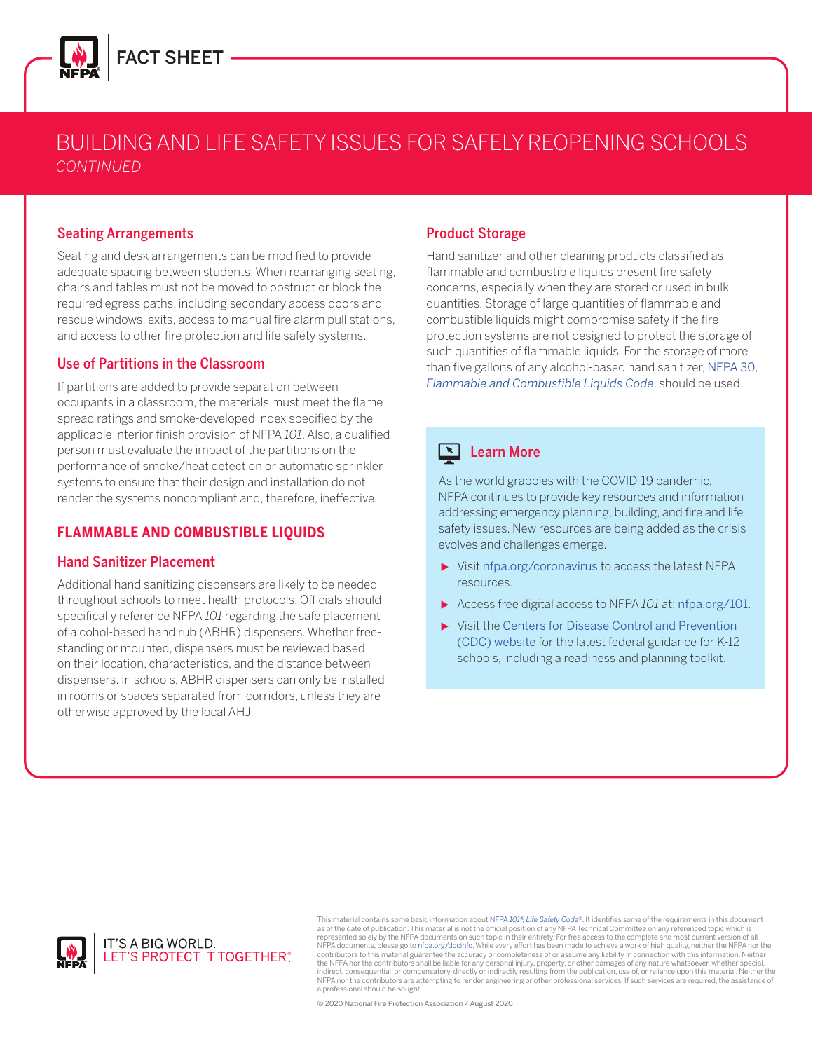# FACT SHEET

## BUILDING AND LIFE SAFETY ISSUES FOR SAFELY REOPENING SCHOOLS

*CONTINUED*

### Seating Arrangements

Seating and desk arrangements can be modified to provide adequate spacing between students. When rearranging seating, chairs and tables must not be moved to obstruct or block the required egress paths, including secondary access doors and rescue windows, exits, access to manual fire alarm pull stations, and access to other fire protection and life safety systems.

### Use of Partitions in the Classroom

If partitions are added to provide separation between occupants in a classroom, the materials must meet the flame spread ratings and smoke-developed index specified by the applicable interior finish provision of NFPA *101*. Also, a qualified person must evaluate the impact of the partitions on the performance of smoke/heat detection or automatic sprinkler systems to ensure that their design and installation do not render the systems noncompliant and, therefore, ineffective.

## FLAMMABLE AND COMBUSTIBLE LIQUIDS

### Hand Sanitizer Placement

Additional hand sanitizing dispensers are likely to be needed throughout schools to meet health protocols. Officials should specifically reference NFPA *101* regarding the safe placement of alcohol-based hand rub (ABHR) dispensers. Whether free-standing or mounted, dispensers must be reviewed based on their location, characteristics, and the distance between dispensers. In schools, ABHR dispensers can only be installed in rooms or spaces separated from corridors, unless they are otherwise approved by the local AHJ.

### Product Storage

Hand sanitizer and other cleaning products classified as flammable and combustible liquids present fire safety concerns, especially when they are stored or used in bulk quantities. Storage of large quantities of flammable and combustible liquids might compromise safety if the fire protection systems are not designed to protect the storage of such quantities of flammable liquids. For the storage of more than five gallons of any alcohol-based hand sanitizer, NFPA 30, *Flammable and Combustible Liquids Code*, should be used.

### Learn More

As the world grapples with the COVID-19 pandemic, NFPA continues to provide key resources and information addressing emergency planning, building, and fire and life safety issues. New resources are being added as the crisis evolves and challenges emerge.

- Visit nfpa.org/coronavirus to access the latest NFPA resources.
- Access free digital access to NFPA *101* at: nfpa.org/101.
- Visit the Centers for Disease Control and Prevention (CDC) website for the latest federal guidance for K-12 schools, including a readiness and planning toolkit.

IT'S A BIG WORLD.
LET'S PROTECT IT TOGETHER®

This material contains some basic information about NFPA *101®, Life Safety Code®*. It identifies some of the requirements in this document as of the date of publication. This material is not the official position of any NFPA Technical Committee on any referenced topic which is represented solely by the NFPA documents on such topic in their entirety. For free access to the complete and most current version of all NFPA documents, please go to nfpa.org/docinfo. While every effort has been made to achieve a work of high quality, neither the NFPA nor the contributors to this material guarantee the accuracy or completeness of or assume any liability in connection with this information. Neither the NFPA nor the contributors shall be liable for any personal injury, property, or other damages of any nature whatsoever, whether special, indirect, consequential, or compensatory, directly or indirectly resulting from the publication, use of, or reliance upon this material. Neither the NFPA nor the contributors are attempting to render engineering or other professional services. If such services are required, the assistance of a professional should be sought.

© 2020 National Fire Protection Association / August 2020